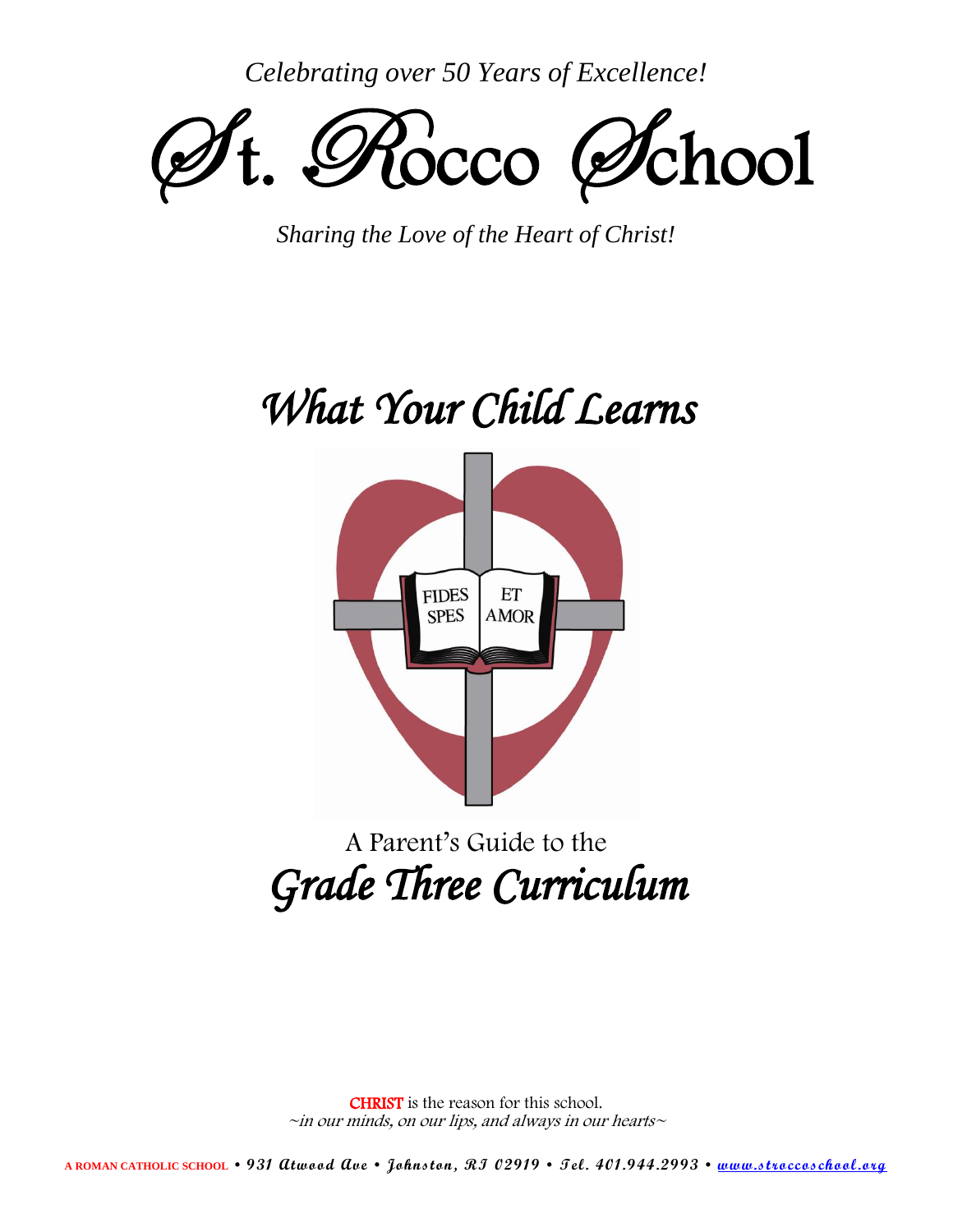*Celebrating over 50 Years of Excellence!*

# St. Rocco School

*Sharing the Love of the Heart of Christ!*

## *What Your Child Learns*

FIDES ET SPES AMOR

A Parent's Guide to the

## *Grade Three Curriculum*

**CHRIST** is the reason for this school.
*~in our minds, on our lips, and always in our hearts~*

**A ROMAN CATHOLIC SCHOOL** • 931 Atwood Ave • Johnston, RI 02919 • Tel. 401.944.2993 • www.stroccoschool.org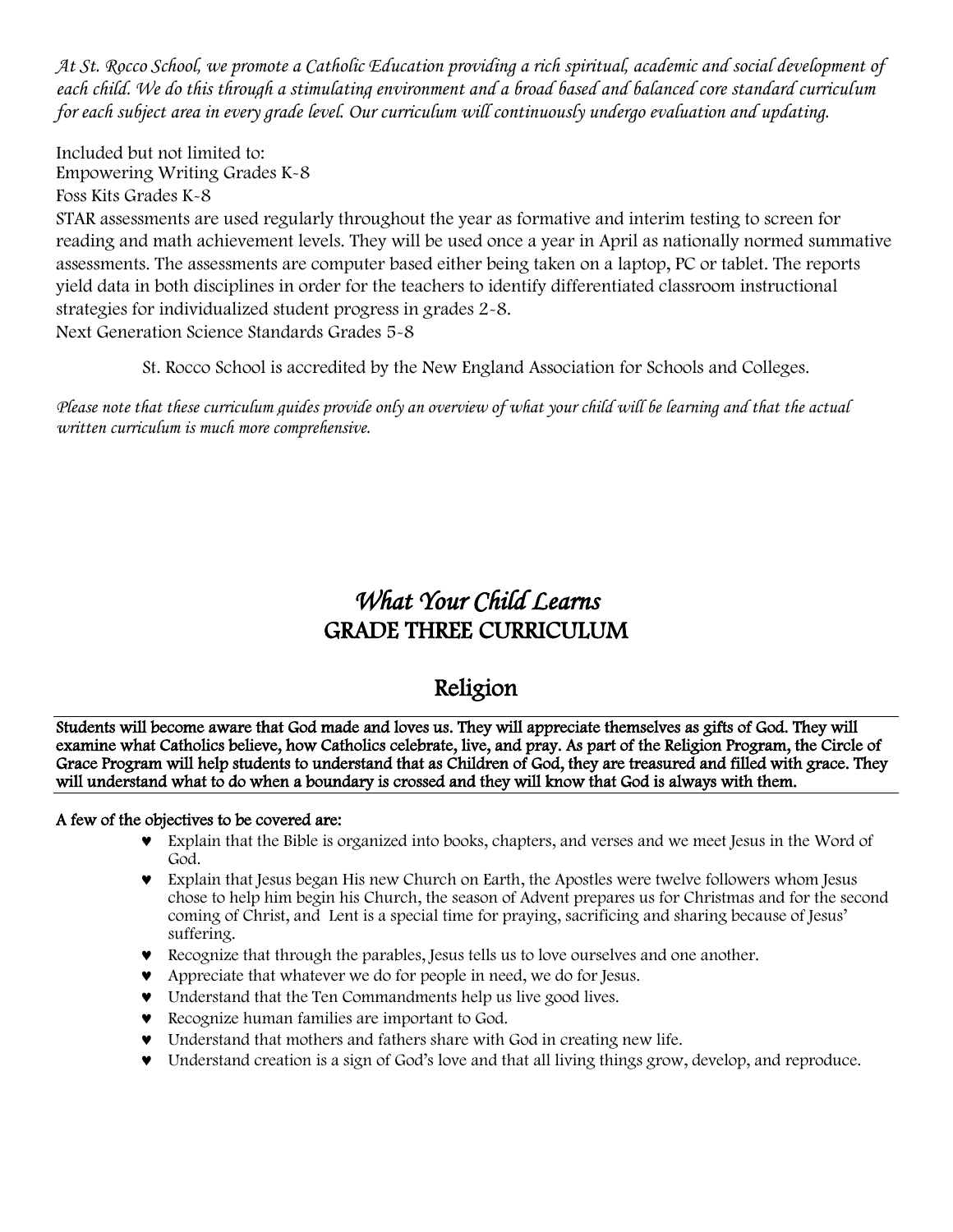*At St. Rocco School, we promote a Catholic Education providing a rich spiritual, academic and social development of each child. We do this through a stimulating environment and a broad based and balanced core standard curriculum for each subject area in every grade level. Our curriculum will continuously undergo evaluation and updating.*

Included but not limited to:
Empowering Writing Grades K-8
Foss Kits Grades K-8
STAR assessments are used regularly throughout the year as formative and interim testing to screen for reading and math achievement levels. They will be used once a year in April as nationally normed summative assessments. The assessments are computer based either being taken on a laptop, PC or tablet. The reports yield data in both disciplines in order for the teachers to identify differentiated classroom instructional strategies for individualized student progress in grades 2-8.
Next Generation Science Standards Grades 5-8

St. Rocco School is accredited by the New England Association for Schools and Colleges.

*Please note that these curriculum guides provide only an overview of what your child will be learning and that the actual written curriculum is much more comprehensive.*

# *What Your Child Learns*
# GRADE THREE CURRICULUM

## Religion

**Students will become aware that God made and loves us. They will appreciate themselves as gifts of God. They will examine what Catholics believe, how Catholics celebrate, live, and pray. As part of the Religion Program, the Circle of Grace Program will help students to understand that as Children of God, they are treasured and filled with grace. They will understand what to do when a boundary is crossed and they will know that God is always with them.**

**A few of the objectives to be covered are:**

- Explain that the Bible is organized into books, chapters, and verses and we meet Jesus in the Word of God.
- Explain that Jesus began His new Church on Earth, the Apostles were twelve followers whom Jesus chose to help him begin his Church, the season of Advent prepares us for Christmas and for the second coming of Christ, and Lent is a special time for praying, sacrificing and sharing because of Jesus' suffering.
- Recognize that through the parables, Jesus tells us to love ourselves and one another.
- Appreciate that whatever we do for people in need, we do for Jesus.
- Understand that the Ten Commandments help us live good lives.
- Recognize human families are important to God.
- Understand that mothers and fathers share with God in creating new life.
- Understand creation is a sign of God's love and that all living things grow, develop, and reproduce.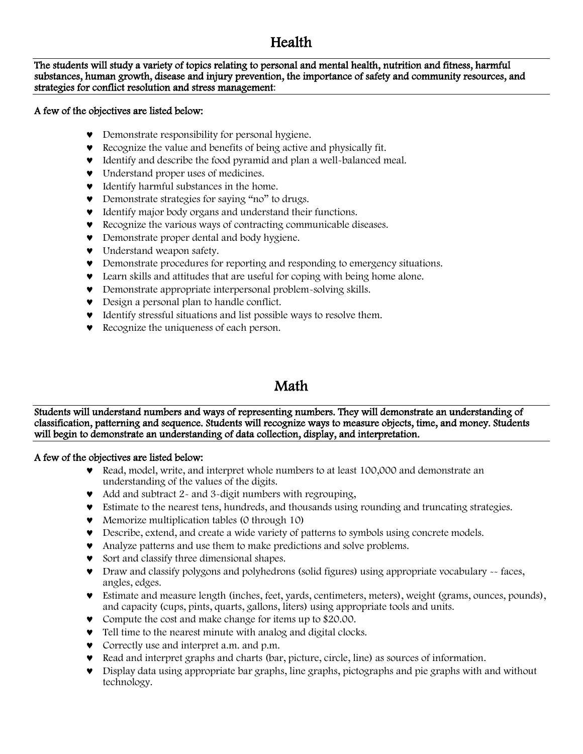# Health

**The students will study a variety of topics relating to personal and mental health, nutrition and fitness, harmful substances, human growth, disease and injury prevention, the importance of safety and community resources, and strategies for conflict resolution and stress management**:

**A few of the objectives are listed below:**

- Demonstrate responsibility for personal hygiene.
- Recognize the value and benefits of being active and physically fit.
- Identify and describe the food pyramid and plan a well-balanced meal.
- Understand proper uses of medicines.
- Identify harmful substances in the home.
- Demonstrate strategies for saying "no" to drugs.
- Identify major body organs and understand their functions.
- Recognize the various ways of contracting communicable diseases.
- Demonstrate proper dental and body hygiene.
- Understand weapon safety.
- Demonstrate procedures for reporting and responding to emergency situations.
- Learn skills and attitudes that are useful for coping with being home alone.
- Demonstrate appropriate interpersonal problem-solving skills.
- Design a personal plan to handle conflict.
- Identify stressful situations and list possible ways to resolve them.
- Recognize the uniqueness of each person.

# Math

**Students will understand numbers and ways of representing numbers. They will demonstrate an understanding of classification, patterning and sequence. Students will recognize ways to measure objects, time, and money. Students will begin to demonstrate an understanding of data collection, display, and interpretation.**

**A few of the objectives are listed below:**

- Read, model, write, and interpret whole numbers to at least 100,000 and demonstrate an understanding of the values of the digits.
- Add and subtract 2- and 3-digit numbers with regrouping,
- Estimate to the nearest tens, hundreds, and thousands using rounding and truncating strategies.
- Memorize multiplication tables (0 through 10)
- Describe, extend, and create a wide variety of patterns to symbols using concrete models.
- Analyze patterns and use them to make predictions and solve problems.
- Sort and classify three dimensional shapes.
- Draw and classify polygons and polyhedrons (solid figures) using appropriate vocabulary -- faces, angles, edges.
- Estimate and measure length (inches, feet, yards, centimeters, meters), weight (grams, ounces, pounds), and capacity (cups, pints, quarts, gallons, liters) using appropriate tools and units.
- Compute the cost and make change for items up to $20.00.
- Tell time to the nearest minute with analog and digital clocks.
- Correctly use and interpret a.m. and p.m.
- Read and interpret graphs and charts (bar, picture, circle, line) as sources of information.
- Display data using appropriate bar graphs, line graphs, pictographs and pie graphs with and without technology.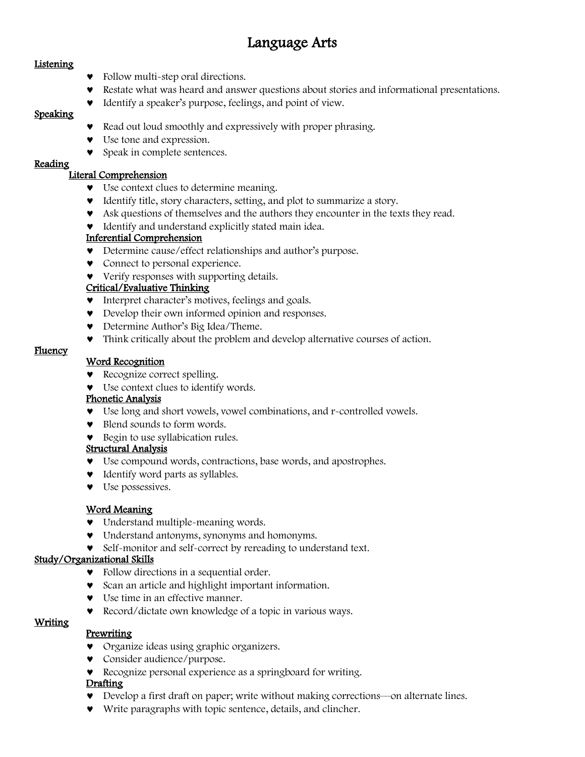# Language Arts

## Listening

- ♥ Follow multi-step oral directions.
- ♥ Restate what was heard and answer questions about stories and informational presentations.
- ♥ Identify a speaker's purpose, feelings, and point of view.

## Speaking

- ♥ Read out loud smoothly and expressively with proper phrasing.
- ♥ Use tone and expression.
- ♥ Speak in complete sentences.

## Reading

### Literal Comprehension

- ♥ Use context clues to determine meaning.
- ♥ Identify title, story characters, setting, and plot to summarize a story.
- ♥ Ask questions of themselves and the authors they encounter in the texts they read.
- ♥ Identify and understand explicitly stated main idea.

### Inferential Comprehension

- ♥ Determine cause/effect relationships and author's purpose.
- ♥ Connect to personal experience.
- ♥ Verify responses with supporting details.

### Critical/Evaluative Thinking

- ♥ Interpret character's motives, feelings and goals.
- ♥ Develop their own informed opinion and responses.
- ♥ Determine Author's Big Idea/Theme.
- ♥ Think critically about the problem and develop alternative courses of action.

## Fluency

### Word Recognition

- ♥ Recognize correct spelling.
- ♥ Use context clues to identify words.

### Phonetic Analysis

- ♥ Use long and short vowels, vowel combinations, and r-controlled vowels.
- ♥ Blend sounds to form words.
- ♥ Begin to use syllabication rules.

### Structural Analysis

- ♥ Use compound words, contractions, base words, and apostrophes.
- ♥ Identify word parts as syllables.
- ♥ Use possessives.

### Word Meaning

- ♥ Understand multiple-meaning words.
- ♥ Understand antonyms, synonyms and homonyms.
- ♥ Self-monitor and self-correct by rereading to understand text.

## Study/Organizational Skills

- ♥ Follow directions in a sequential order.
- ♥ Scan an article and highlight important information.
- ♥ Use time in an effective manner.
- ♥ Record/dictate own knowledge of a topic in various ways.

## Writing

### Prewriting

- ♥ Organize ideas using graphic organizers.
- ♥ Consider audience/purpose.
- ♥ Recognize personal experience as a springboard for writing.

### Drafting

- ♥ Develop a first draft on paper; write without making corrections—on alternate lines.
- ♥ Write paragraphs with topic sentence, details, and clincher.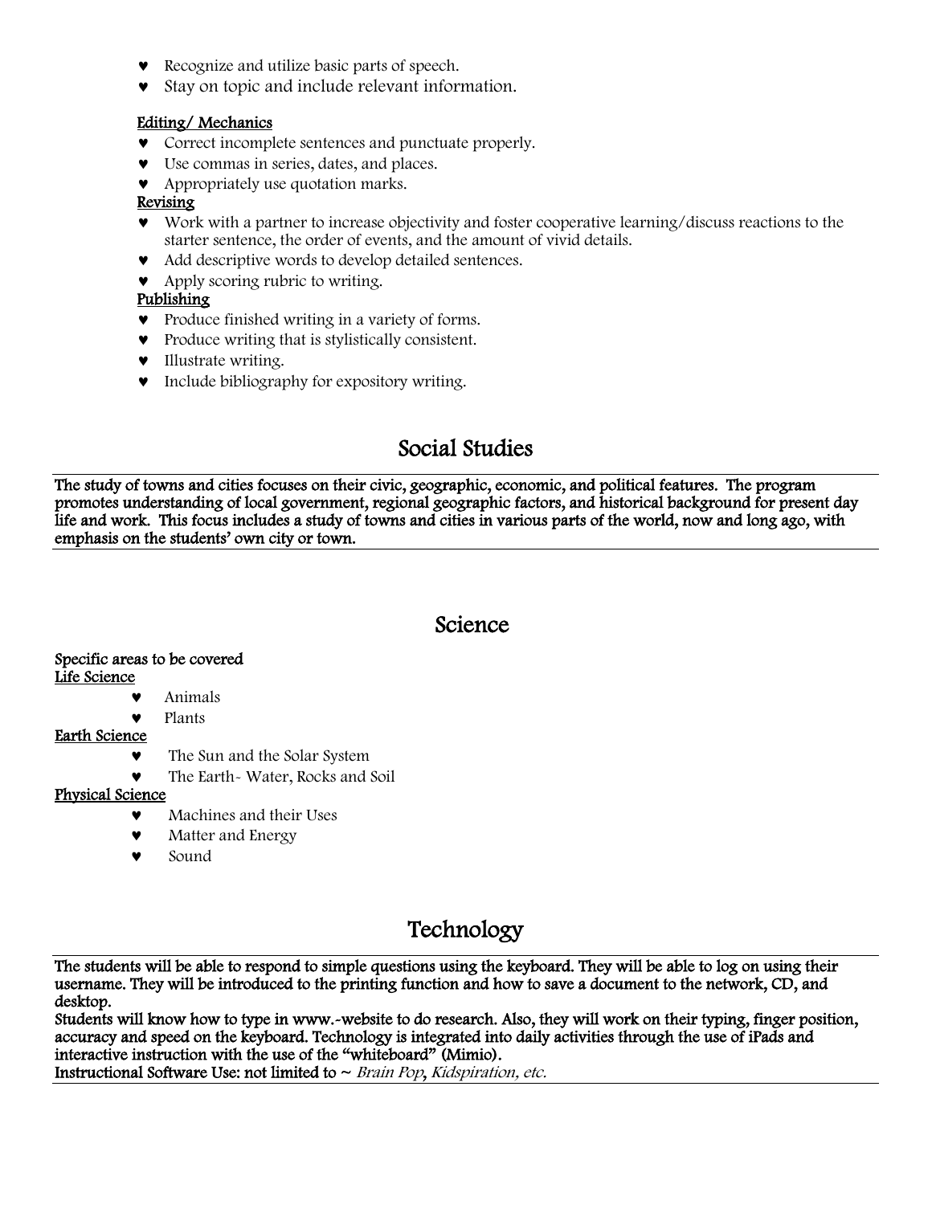- Recognize and utilize basic parts of speech.
- Stay on topic and include relevant information.

**Editing/ Mechanics**

- Correct incomplete sentences and punctuate properly.
- Use commas in series, dates, and places.
- Appropriately use quotation marks.

**Revising**

- Work with a partner to increase objectivity and foster cooperative learning/discuss reactions to the starter sentence, the order of events, and the amount of vivid details.
- Add descriptive words to develop detailed sentences.
- Apply scoring rubric to writing.

**Publishing**

- Produce finished writing in a variety of forms.
- Produce writing that is stylistically consistent.
- Illustrate writing.
- Include bibliography for expository writing.

## Social Studies

**The study of towns and cities focuses on their civic, geographic, economic, and political features. The program promotes understanding of local government, regional geographic factors, and historical background for present day life and work. This focus includes a study of towns and cities in various parts of the world, now and long ago, with emphasis on the students' own city or town.**

## Science

**Specific areas to be covered**

**Life Science**

- Animals
- Plants

**Earth Science**

- The Sun and the Solar System
- The Earth- Water, Rocks and Soil

**Physical Science**

- Machines and their Uses
- Matter and Energy
- Sound

## Technology

**The students will be able to respond to simple questions using the keyboard. They will be able to log on using their username. They will be introduced to the printing function and how to save a document to the network, CD, and desktop.**

**Students will know how to type in www.-website to do research. Also, they will work on their typing, finger position, accuracy and speed on the keyboard. Technology is integrated into daily activities through the use of iPads and interactive instruction with the use of the "whiteboard" (Mimio).**

**Instructional Software Use: not limited to ~** *Brain Pop, Kidspiration, etc.*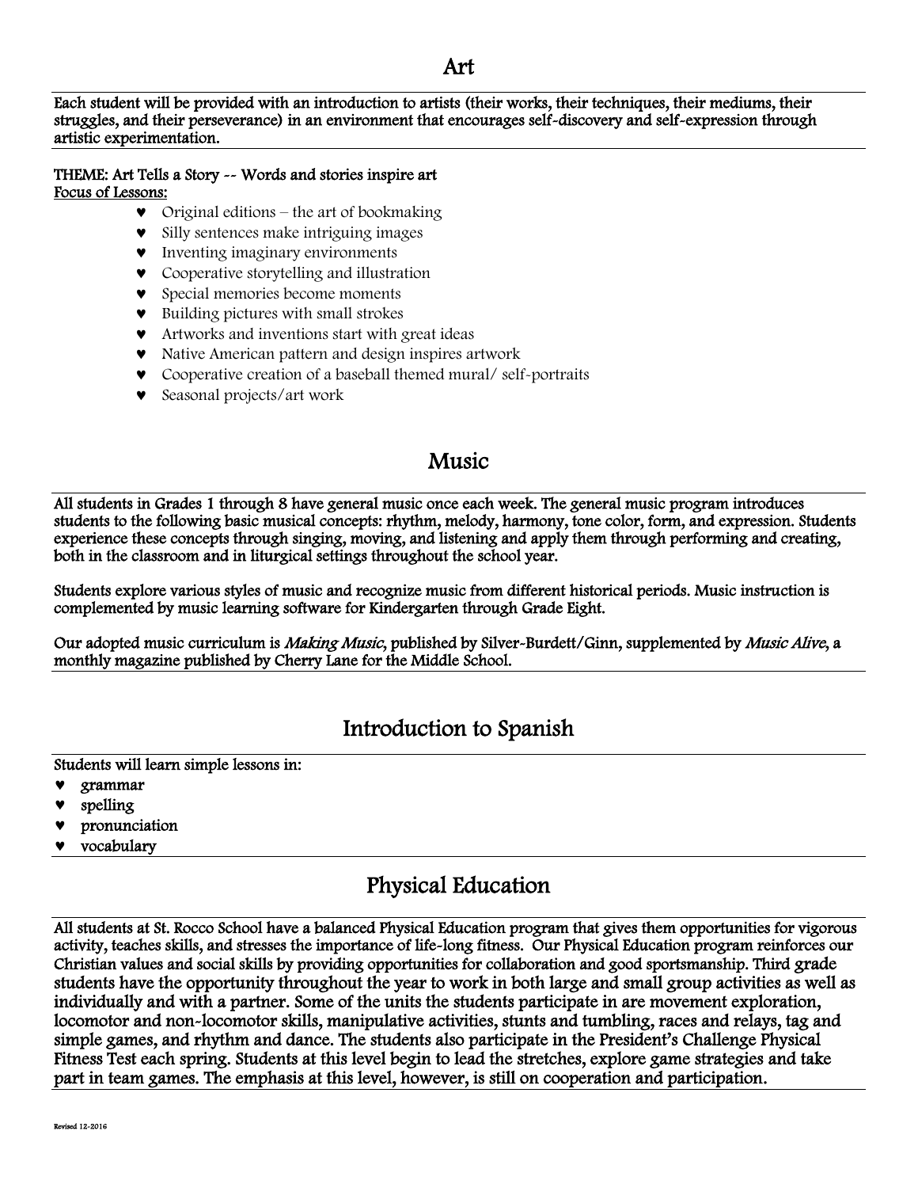## Art

**Each student will be provided with an introduction to artists (their works, their techniques, their mediums, their struggles, and their perseverance) in an environment that encourages self-discovery and self-expression through artistic experimentation.**

**THEME: Art Tells a Story -- Words and stories inspire art**
**Focus of Lessons:**

- Original editions – the art of bookmaking
- Silly sentences make intriguing images
- Inventing imaginary environments
- Cooperative storytelling and illustration
- Special memories become moments
- Building pictures with small strokes
- Artworks and inventions start with great ideas
- Native American pattern and design inspires artwork
- Cooperative creation of a baseball themed mural/ self-portraits
- Seasonal projects/art work

## Music

**All students in Grades 1 through 8 have general music once each week. The general music program introduces students to the following basic musical concepts: rhythm, melody, harmony, tone color, form, and expression. Students experience these concepts through singing, moving, and listening and apply them through performing and creating, both in the classroom and in liturgical settings throughout the school year.**

**Students explore various styles of music and recognize music from different historical periods. Music instruction is complemented by music learning software for Kindergarten through Grade Eight.**

**Our adopted music curriculum is *Making Music*, published by Silver-Burdett/Ginn, supplemented by *Music Alive*, a monthly magazine published by Cherry Lane for the Middle School.**

## Introduction to Spanish

**Students will learn simple lessons in:**

- **grammar**
- **spelling**
- **pronunciation**
- **vocabulary**

## Physical Education

**All students at St. Rocco School have a balanced Physical Education program that gives them opportunities for vigorous activity, teaches skills, and stresses the importance of life-long fitness. Our Physical Education program reinforces our Christian values and social skills by providing opportunities for collaboration and good sportsmanship. Third grade students have the opportunity throughout the year to work in both large and small group activities as well as individually and with a partner. Some of the units the students participate in are movement exploration, locomotor and non-locomotor skills, manipulative activities, stunts and tumbling, races and relays, tag and simple games, and rhythm and dance. The students also participate in the President's Challenge Physical Fitness Test each spring. Students at this level begin to lead the stretches, explore game strategies and take part in team games. The emphasis at this level, however, is still on cooperation and participation.**

Revised 12-2016